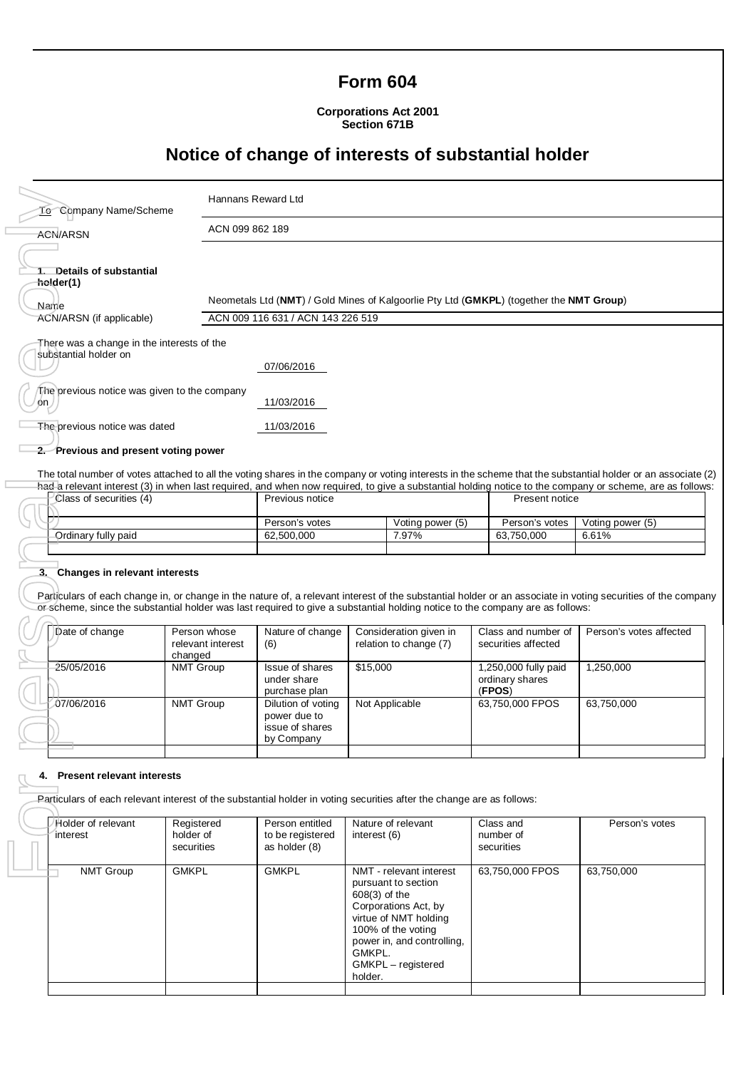# Form 604

**Corporations Act 2001**
**Section 671B**

## Notice of change of interests of substantial holder

| | |
|---|---|
| To Company Name/Scheme | Hannans Reward Ltd |
| ACN/ARSN | ACN 099 862 189 |

**1. Details of substantial holder(1)**

| | |
|---|---|
| Name | Neometals Ltd (**NMT**) / Gold Mines of Kalgoorlie Pty Ltd (**GMKPL**) (together the **NMT Group**) |
| ACN/ARSN (if applicable) | ACN 009 116 631 / ACN 143 226 519 |

There was a change in the interests of the substantial holder on 07/06/2016

The previous notice was given to the company on 11/03/2016

The previous notice was dated 11/03/2016

**2. Previous and present voting power**

The total number of votes attached to all the voting shares in the company or voting interests in the scheme that the substantial holder or an associate (2) had a relevant interest (3) in when last required, and when now required, to give a substantial holding notice to the company or scheme, are as follows:

| Class of securities (4) | Previous notice | | Present notice | |
|---|---|---|---|---|
| | Person's votes | Voting power (5) | Person's votes | Voting power (5) |
| Ordinary fully paid | 62,500,000 | 7.97% | 63,750,000 | 6.61% |
| | | | | |

**3. Changes in relevant interests**

Particulars of each change in, or change in the nature of, a relevant interest of the substantial holder or an associate in voting securities of the company or scheme, since the substantial holder was last required to give a substantial holding notice to the company are as follows:

| Date of change | Person whose relevant interest changed | Nature of change (6) | Consideration given in relation to change (7) | Class and number of securities affected | Person's votes affected |
|---|---|---|---|---|---|
| 25/05/2016 | NMT Group | Issue of shares under share purchase plan | $15,000 | 1,250,000 fully paid ordinary shares (**FPOS**) | 1,250,000 |
| 07/06/2016 | NMT Group | Dilution of voting power due to issue of shares by Company | Not Applicable | 63,750,000 FPOS | 63,750,000 |
| | | | | | |

**4. Present relevant interests**

Particulars of each relevant interest of the substantial holder in voting securities after the change are as follows:

| Holder of relevant interest | Registered holder of securities | Person entitled to be registered as holder (8) | Nature of relevant interest (6) | Class and number of securities | Person's votes |
|---|---|---|---|---|---|
| NMT Group | GMKPL | GMKPL | NMT - relevant interest pursuant to section 608(3) of the Corporations Act, by virtue of NMT holding 100% of the voting power in, and controlling, GMKPL. GMKPL – registered holder. | 63,750,000 FPOS | 63,750,000 |
| | | | | | |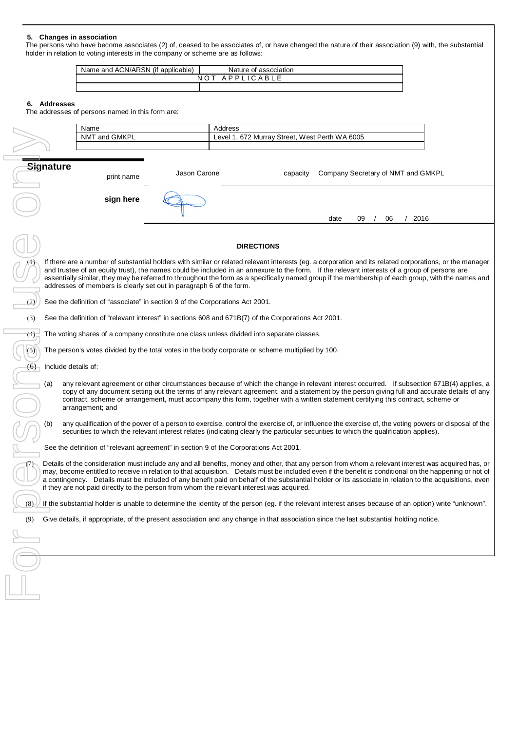### 5. Changes in association

The persons who have become associates (2) of, ceased to be associates of, or have changed the nature of their association (9) with, the substantial holder in relation to voting interests in the company or scheme are as follows:

| Name and ACN/ARSN (if applicable) | Nature of association |
|---|---|
| NOT APPLICABLE | |
| | |

### 6. Addresses

The addresses of persons named in this form are:

| Name | Address |
|---|---|
| NMT and GMKPL | Level 1, 672 Murray Street, West Perth WA 6005 |
| | |

## Signature

print name: Jason Carone

capacity: Company Secretary of NMT and GMKPL

sign here

date 09 / 06 / 2016

### DIRECTIONS

(1) If there are a number of substantial holders with similar or related relevant interests (eg. a corporation and its related corporations, or the manager and trustee of an equity trust), the names could be included in an annexure to the form. If the relevant interests of a group of persons are essentially similar, they may be referred to throughout the form as a specifically named group if the membership of each group, with the names and addresses of members is clearly set out in paragraph 6 of the form.

(2) See the definition of "associate" in section 9 of the Corporations Act 2001.

(3) See the definition of "relevant interest" in sections 608 and 671B(7) of the Corporations Act 2001.

(4) The voting shares of a company constitute one class unless divided into separate classes.

(5) The person's votes divided by the total votes in the body corporate or scheme multiplied by 100.

(6) Include details of:

(a) any relevant agreement or other circumstances because of which the change in relevant interest occurred. If subsection 671B(4) applies, a copy of any document setting out the terms of any relevant agreement, and a statement by the person giving full and accurate details of any contract, scheme or arrangement, must accompany this form, together with a written statement certifying this contract, scheme or arrangement; and

(b) any qualification of the power of a person to exercise, control the exercise of, or influence the exercise of, the voting powers or disposal of the securities to which the relevant interest relates (indicating clearly the particular securities to which the qualification applies).

See the definition of "relevant agreement" in section 9 of the Corporations Act 2001.

(7) Details of the consideration must include any and all benefits, money and other, that any person from whom a relevant interest was acquired has, or may, become entitled to receive in relation to that acquisition. Details must be included even if the benefit is conditional on the happening or not of a contingency. Details must be included of any benefit paid on behalf of the substantial holder or its associate in relation to the acquisitions, even if they are not paid directly to the person from whom the relevant interest was acquired.

(8) If the substantial holder is unable to determine the identity of the person (eg. if the relevant interest arises because of an option) write "unknown".

(9) Give details, if appropriate, of the present association and any change in that association since the last substantial holding notice.